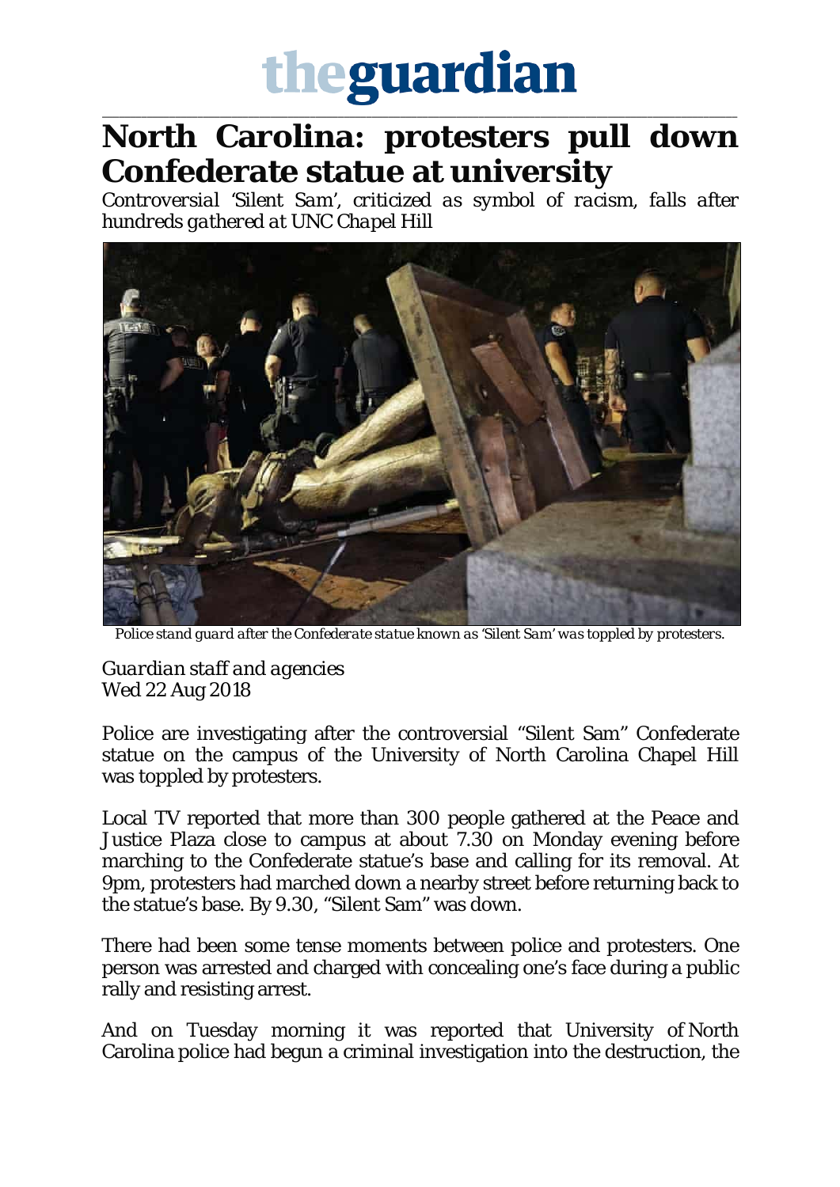# theguardian

# North Carolina: protesters pull down Confederate statue at university

*Controversial 'Silent Sam', criticized as symbol of racism, falls after hundreds gathered at UNC Chapel Hill*

*Police stand guard after the Confederate statue known as 'Silent Sam' was toppled by protesters.*

*Guardian staff and agencies*
Wed 22 Aug 2018

Police are investigating after the controversial "Silent Sam" Confederate statue on the campus of the University of North Carolina Chapel Hill was toppled by protesters.

Local TV reported that more than 300 people gathered at the Peace and Justice Plaza close to campus at about 7.30 on Monday evening before marching to the Confederate statue's base and calling for its removal. At 9pm, protesters had marched down a nearby street before returning back to the statue's base. By 9.30, "Silent Sam" was down.

There had been some tense moments between police and protesters. One person was arrested and charged with concealing one's face during a public rally and resisting arrest.

And on Tuesday morning it was reported that University of North Carolina police had begun a criminal investigation into the destruction, the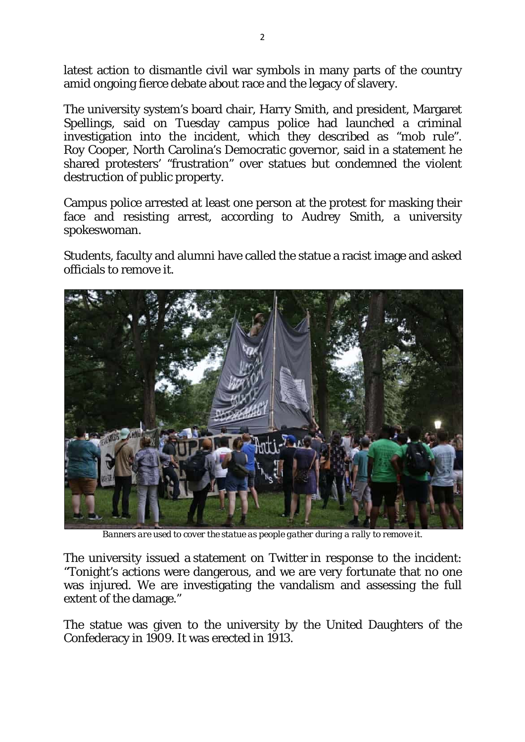latest action to dismantle civil war symbols in many parts of the country amid ongoing fierce debate about race and the legacy of slavery.

The university system's board chair, Harry Smith, and president, Margaret Spellings, said on Tuesday campus police had launched a criminal investigation into the incident, which they described as "mob rule". Roy Cooper, North Carolina's Democratic governor, said in a statement he shared protesters' "frustration" over statues but condemned the violent destruction of public property.

Campus police arrested at least one person at the protest for masking their face and resisting arrest, according to Audrey Smith, a university spokeswoman.

Students, faculty and alumni have called the statue a racist image and asked officials to remove it.

*Banners are used to cover the statue as people gather during a rally to remove it.*

The university issued a statement on Twitter in response to the incident: "Tonight's actions were dangerous, and we are very fortunate that no one was injured. We are investigating the vandalism and assessing the full extent of the damage."

The statue was given to the university by the United Daughters of the Confederacy in 1909. It was erected in 1913.